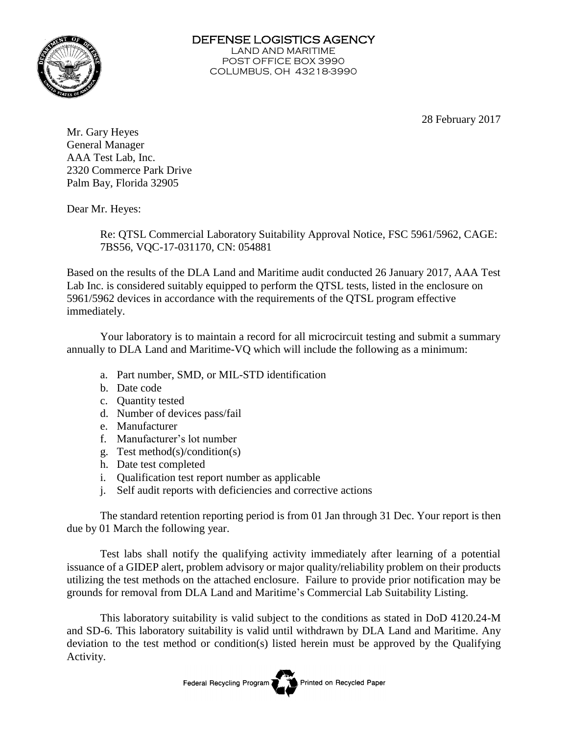# DEFENSE LOGISTICS AGENCY

LAND AND MARITIME
POST OFFICE BOX 3990
COLUMBUS, OH 43218-3990

28 February 2017

Mr. Gary Heyes
General Manager
AAA Test Lab, Inc.
2320 Commerce Park Drive
Palm Bay, Florida 32905

Dear Mr. Heyes:

Re: QTSL Commercial Laboratory Suitability Approval Notice, FSC 5961/5962, CAGE: 7BS56, VQC-17-031170, CN: 054881

Based on the results of the DLA Land and Maritime audit conducted 26 January 2017, AAA Test Lab Inc. is considered suitably equipped to perform the QTSL tests, listed in the enclosure on 5961/5962 devices in accordance with the requirements of the QTSL program effective immediately.

Your laboratory is to maintain a record for all microcircuit testing and submit a summary annually to DLA Land and Maritime-VQ which will include the following as a minimum:

a. Part number, SMD, or MIL-STD identification
b. Date code
c. Quantity tested
d. Number of devices pass/fail
e. Manufacturer
f. Manufacturer's lot number
g. Test method(s)/condition(s)
h. Date test completed
i. Qualification test report number as applicable
j. Self audit reports with deficiencies and corrective actions

The standard retention reporting period is from 01 Jan through 31 Dec. Your report is then due by 01 March the following year.

Test labs shall notify the qualifying activity immediately after learning of a potential issuance of a GIDEP alert, problem advisory or major quality/reliability problem on their products utilizing the test methods on the attached enclosure. Failure to provide prior notification may be grounds for removal from DLA Land and Maritime's Commercial Lab Suitability Listing.

This laboratory suitability is valid subject to the conditions as stated in DoD 4120.24-M and SD-6. This laboratory suitability is valid until withdrawn by DLA Land and Maritime. Any deviation to the test method or condition(s) listed herein must be approved by the Qualifying Activity.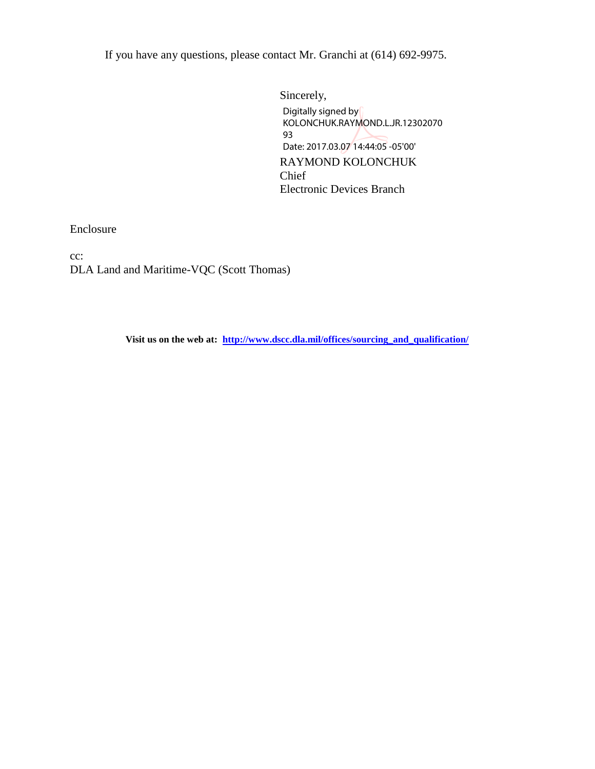If you have any questions, please contact Mr. Granchi at (614) 692-9975.

Sincerely,

Digitally signed by
KOLONCHUK.RAYMOND.L.JR.12302070
93
Date: 2017.03.07 14:44:05 -05'00'

RAYMOND KOLONCHUK
Chief
Electronic Devices Branch

Enclosure

cc:
DLA Land and Maritime-VQC (Scott Thomas)

**Visit us on the web at: [http://www.dscc.dla.mil/offices/sourcing_and_qualification/](http://www.dscc.dla.mil/offices/sourcing_and_qualification/)**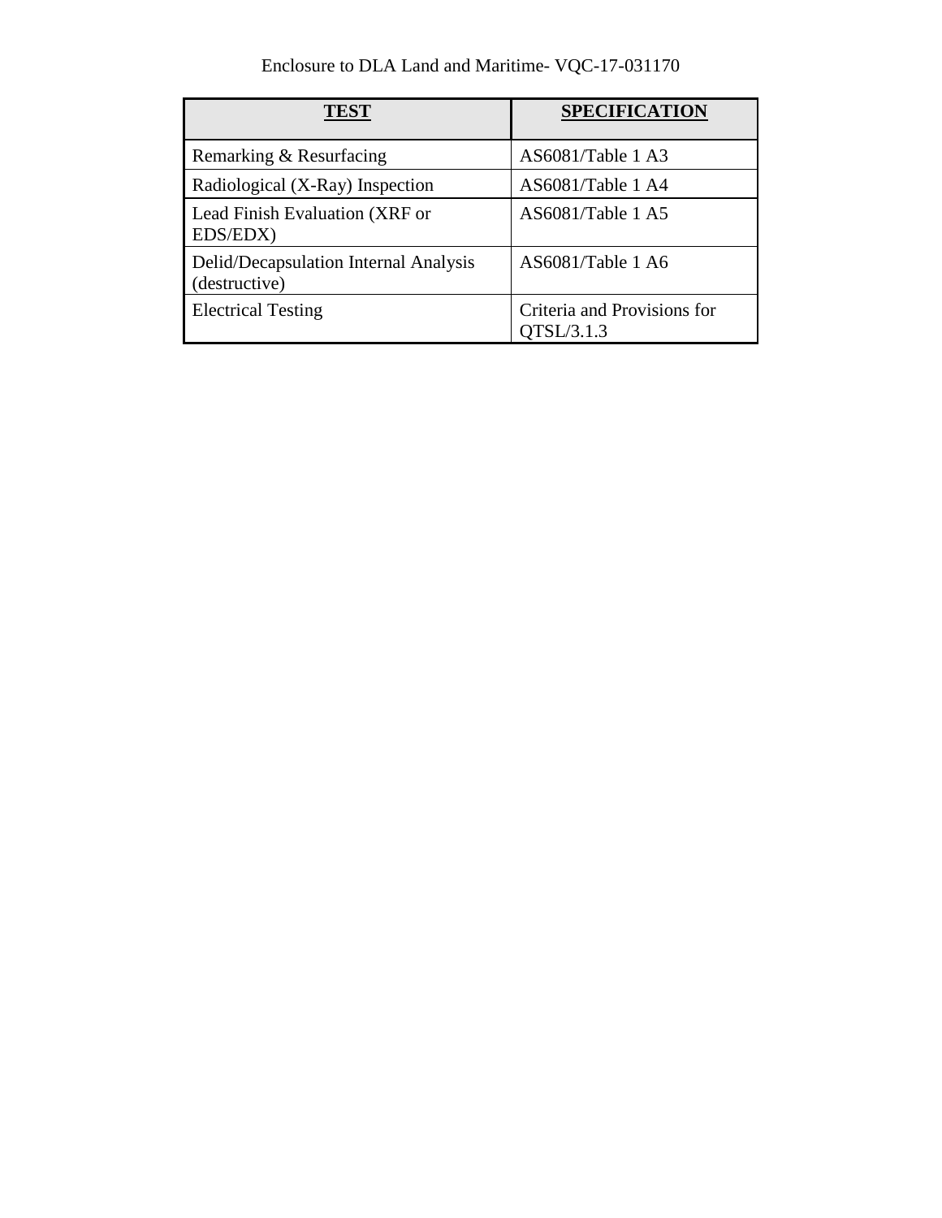Enclosure to DLA Land and Maritime- VQC-17-031170

| **TEST** | **SPECIFICATION** |
|---|---|
| Remarking & Resurfacing | AS6081/Table 1 A3 |
| Radiological (X-Ray) Inspection | AS6081/Table 1 A4 |
| Lead Finish Evaluation (XRF or EDS/EDX) | AS6081/Table 1 A5 |
| Delid/Decapsulation Internal Analysis (destructive) | AS6081/Table 1 A6 |
| Electrical Testing | Criteria and Provisions for QTSL/3.1.3 |